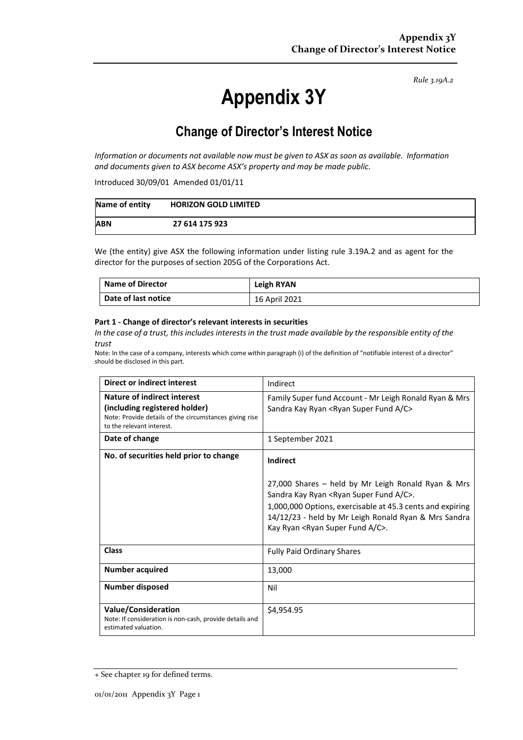*Rule 3.19A.2*

# Appendix 3Y

## Change of Director's Interest Notice

*Information or documents not available now must be given to ASX as soon as available. Information and documents given to ASX become ASX's property and may be made public.*

Introduced 30/09/01 Amended 01/01/11

| **Name of entity** | **HORIZON GOLD LIMITED** |
|---|---|
| **ABN** | **27 614 175 923** |

We (the entity) give ASX the following information under listing rule 3.19A.2 and as agent for the director for the purposes of section 205G of the Corporations Act.

| **Name of Director** | **Leigh RYAN** |
|---|---|
| **Date of last notice** | 16 April 2021 |

**Part 1 - Change of director's relevant interests in securities**

*In the case of a trust, this includes interests in the trust made available by the responsible entity of the trust*

Note: In the case of a company, interests which come within paragraph (i) of the definition of "notifiable interest of a director" should be disclosed in this part.

| **Direct or indirect interest** | Indirect |
|---|---|
| **Nature of indirect interest (including registered holder)**<br>Note: Provide details of the circumstances giving rise to the relevant interest. | Family Super fund Account - Mr Leigh Ronald Ryan & Mrs Sandra Kay Ryan <Ryan Super Fund A/C> |
| **Date of change** | 1 September 2021 |
| **No. of securities held prior to change** | **Indirect**<br><br>27,000 Shares – held by Mr Leigh Ronald Ryan & Mrs Sandra Kay Ryan <Ryan Super Fund A/C>.<br>1,000,000 Options, exercisable at 45.3 cents and expiring 14/12/23 - held by Mr Leigh Ronald Ryan & Mrs Sandra Kay Ryan <Ryan Super Fund A/C>. |
| **Class** | Fully Paid Ordinary Shares |
| **Number acquired** | 13,000 |
| **Number disposed** | Nil |
| **Value/Consideration**<br>Note: If consideration is non-cash, provide details and estimated valuation. | $4,954.95 |

+ See chapter 19 for defined terms.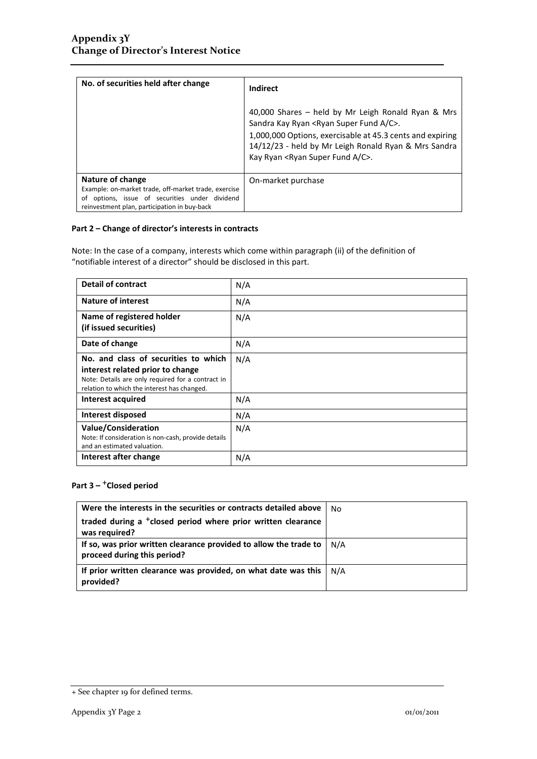| | |
|---|---|
| **No. of securities held after change** | **Indirect**<br><br>40,000 Shares – held by Mr Leigh Ronald Ryan & Mrs Sandra Kay Ryan <Ryan Super Fund A/C>.<br>1,000,000 Options, exercisable at 45.3 cents and expiring 14/12/23 - held by Mr Leigh Ronald Ryan & Mrs Sandra Kay Ryan <Ryan Super Fund A/C>. |
| **Nature of change**<br>Example: on-market trade, off-market trade, exercise of options, issue of securities under dividend reinvestment plan, participation in buy-back | On-market purchase |

### Part 2 – Change of director's interests in contracts

Note: In the case of a company, interests which come within paragraph (ii) of the definition of "notifiable interest of a director" should be disclosed in this part.

| | |
|---|---|
| **Detail of contract** | N/A |
| **Nature of interest** | N/A |
| **Name of registered holder (if issued securities)** | N/A |
| **Date of change** | N/A |
| **No. and class of securities to which interest related prior to change**<br>Note: Details are only required for a contract in relation to which the interest has changed. | N/A |
| **Interest acquired** | N/A |
| **Interest disposed** | N/A |
| **Value/Consideration**<br>Note: If consideration is non-cash, provide details and an estimated valuation. | N/A |
| **Interest after change** | N/A |

### Part 3 – +Closed period

| | |
|---|---|
| **Were the interests in the securities or contracts detailed above traded during a +closed period where prior written clearance was required?** | No |
| **If so, was prior written clearance provided to allow the trade to proceed during this period?** | N/A |
| **If prior written clearance was provided, on what date was this provided?** | N/A |

+ See chapter 19 for defined terms.